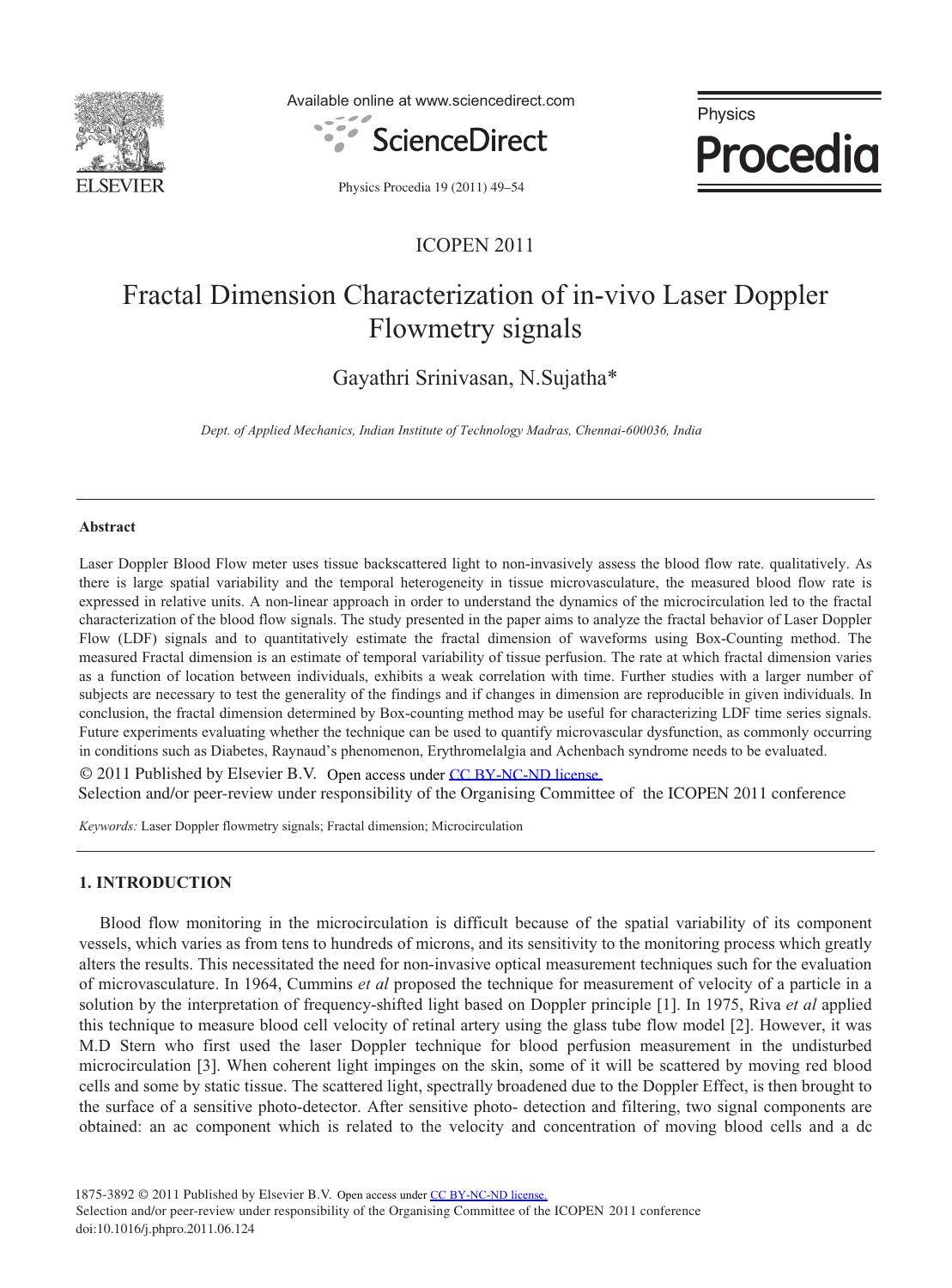ICOPEN 2011

# Fractal Dimension Characterization of in-vivo Laser Doppler Flowmetry signals

Gayathri Srinivasan, N.Sujatha*

*Dept. of Applied Mechanics, Indian Institute of Technology Madras, Chennai-600036, India*

---

### Abstract

Laser Doppler Blood Flow meter uses tissue backscattered light to non-invasively assess the blood flow rate. qualitatively. As there is large spatial variability and the temporal heterogeneity in tissue microvasculature, the measured blood flow rate is expressed in relative units. A non-linear approach in order to understand the dynamics of the microcirculation led to the fractal characterization of the blood flow signals. The study presented in the paper aims to analyze the fractal behavior of Laser Doppler Flow (LDF) signals and to quantitatively estimate the fractal dimension of waveforms using Box-Counting method. The measured Fractal dimension is an estimate of temporal variability of tissue perfusion. The rate at which fractal dimension varies as a function of location between individuals, exhibits a weak correlation with time. Further studies with a larger number of subjects are necessary to test the generality of the findings and if changes in dimension are reproducible in given individuals. In conclusion, the fractal dimension determined by Box-counting method may be useful for characterizing LDF time series signals. Future experiments evaluating whether the technique can be used to quantify microvascular dysfunction, as commonly occurring in conditions such as Diabetes, Raynaud's phenomenon, Erythromelalgia and Achenbach syndrome needs to be evaluated.

© 2011 Published by Elsevier B.V. Open access under CC BY-NC-ND license.
Selection and/or peer-review under responsibility of the Organising Committee of the ICOPEN 2011 conference

*Keywords:* Laser Doppler flowmetry signals; Fractal dimension; Microcirculation

---

## 1. INTRODUCTION

Blood flow monitoring in the microcirculation is difficult because of the spatial variability of its component vessels, which varies as from tens to hundreds of microns, and its sensitivity to the monitoring process which greatly alters the results. This necessitated the need for non-invasive optical measurement techniques such for the evaluation of microvasculature. In 1964, Cummins *et al* proposed the technique for measurement of velocity of a particle in a solution by the interpretation of frequency-shifted light based on Doppler principle [1]. In 1975, Riva *et al* applied this technique to measure blood cell velocity of retinal artery using the glass tube flow model [2]. However, it was M.D Stern who first used the laser Doppler technique for blood perfusion measurement in the undisturbed microcirculation [3]. When coherent light impinges on the skin, some of it will be scattered by moving red blood cells and some by static tissue. The scattered light, spectrally broadened due to the Doppler Effect, is then brought to the surface of a sensitive photo-detector. After sensitive photo- detection and filtering, two signal components are obtained: an ac component which is related to the velocity and concentration of moving blood cells and a dc

1875-3892 © 2011 Published by Elsevier B.V. Open access under CC BY-NC-ND license.
Selection and/or peer-review under responsibility of the Organising Committee of the ICOPEN 2011 conference
doi:10.1016/j.phpro.2011.06.124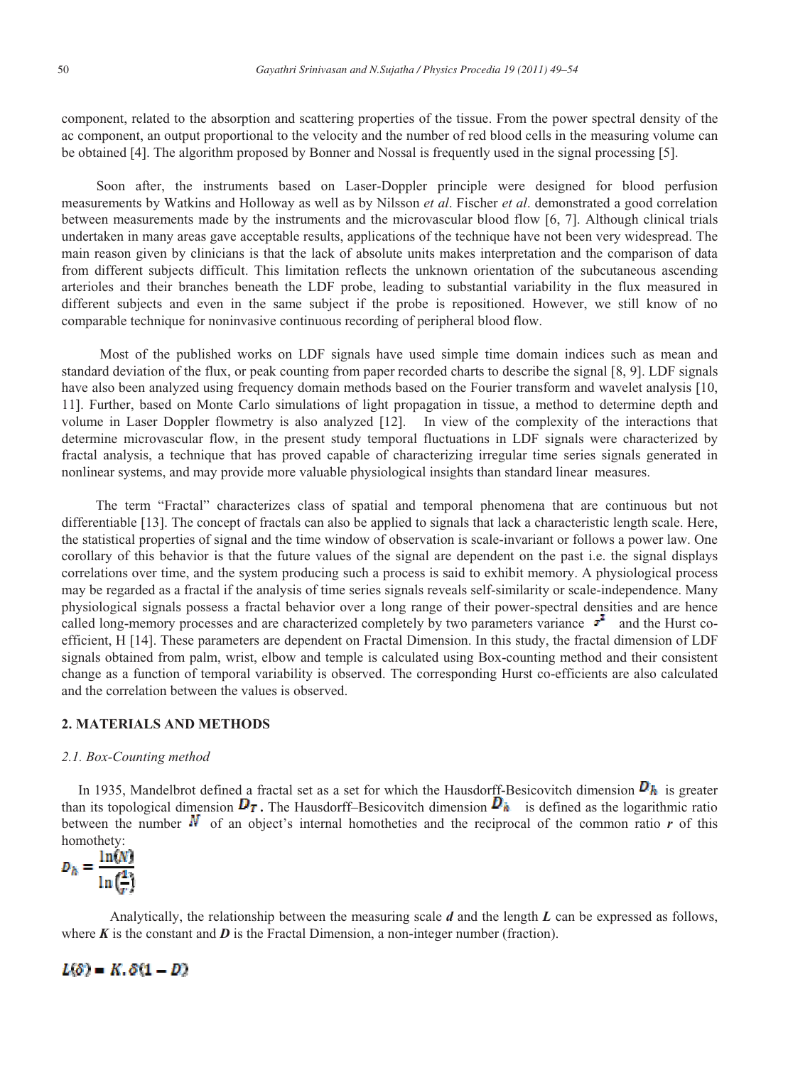component, related to the absorption and scattering properties of the tissue. From the power spectral density of the ac component, an output proportional to the velocity and the number of red blood cells in the measuring volume can be obtained [4]. The algorithm proposed by Bonner and Nossal is frequently used in the signal processing [5].

Soon after, the instruments based on Laser-Doppler principle were designed for blood perfusion measurements by Watkins and Holloway as well as by Nilsson *et al*. Fischer *et al*. demonstrated a good correlation between measurements made by the instruments and the microvascular blood flow [6, 7]. Although clinical trials undertaken in many areas gave acceptable results, applications of the technique have not been very widespread. The main reason given by clinicians is that the lack of absolute units makes interpretation and the comparison of data from different subjects difficult. This limitation reflects the unknown orientation of the subcutaneous ascending arterioles and their branches beneath the LDF probe, leading to substantial variability in the flux measured in different subjects and even in the same subject if the probe is repositioned. However, we still know of no comparable technique for noninvasive continuous recording of peripheral blood flow.

Most of the published works on LDF signals have used simple time domain indices such as mean and standard deviation of the flux, or peak counting from paper recorded charts to describe the signal [8, 9]. LDF signals have also been analyzed using frequency domain methods based on the Fourier transform and wavelet analysis [10, 11]. Further, based on Monte Carlo simulations of light propagation in tissue, a method to determine depth and volume in Laser Doppler flowmetry is also analyzed [12]. In view of the complexity of the interactions that determine microvascular flow, in the present study temporal fluctuations in LDF signals were characterized by fractal analysis, a technique that has proved capable of characterizing irregular time series signals generated in nonlinear systems, and may provide more valuable physiological insights than standard linear measures.

The term "Fractal" characterizes class of spatial and temporal phenomena that are continuous but not differentiable [13]. The concept of fractals can also be applied to signals that lack a characteristic length scale. Here, the statistical properties of signal and the time window of observation is scale-invariant or follows a power law. One corollary of this behavior is that the future values of the signal are dependent on the past i.e. the signal displays correlations over time, and the system producing such a process is said to exhibit memory. A physiological process may be regarded as a fractal if the analysis of time series signals reveals self-similarity or scale-independence. Many physiological signals possess a fractal behavior over a long range of their power-spectral densities and are hence called long-memory processes and are characterized completely by two parameters variance $\sigma^2$ and the Hurst co-efficient, H [14]. These parameters are dependent on Fractal Dimension. In this study, the fractal dimension of LDF signals obtained from palm, wrist, elbow and temple is calculated using Box-counting method and their consistent change as a function of temporal variability is observed. The corresponding Hurst co-efficients are also calculated and the correlation between the values is observed.

## 2. MATERIALS AND METHODS

### *2.1. Box-Counting method*

In 1935, Mandelbrot defined a fractal set as a set for which the Hausdorff-Besicovitch dimension $D_h$ is greater than its topological dimension $D_T$. The Hausdorff–Besicovitch dimension $D_h$ is defined as the logarithmic ratio between the number $N$ of an object's internal homotheties and the reciprocal of the common ratio $r$ of this homothety:

$$D_h = \frac{\ln(N)}{\ln\left(\frac{1}{r}\right)}$$

Analytically, the relationship between the measuring scale $d$ and the length $L$ can be expressed as follows, where $K$ is the constant and $D$ is the Fractal Dimension, a non-integer number (fraction).

$$L(\delta) = K.\delta(1-D)$$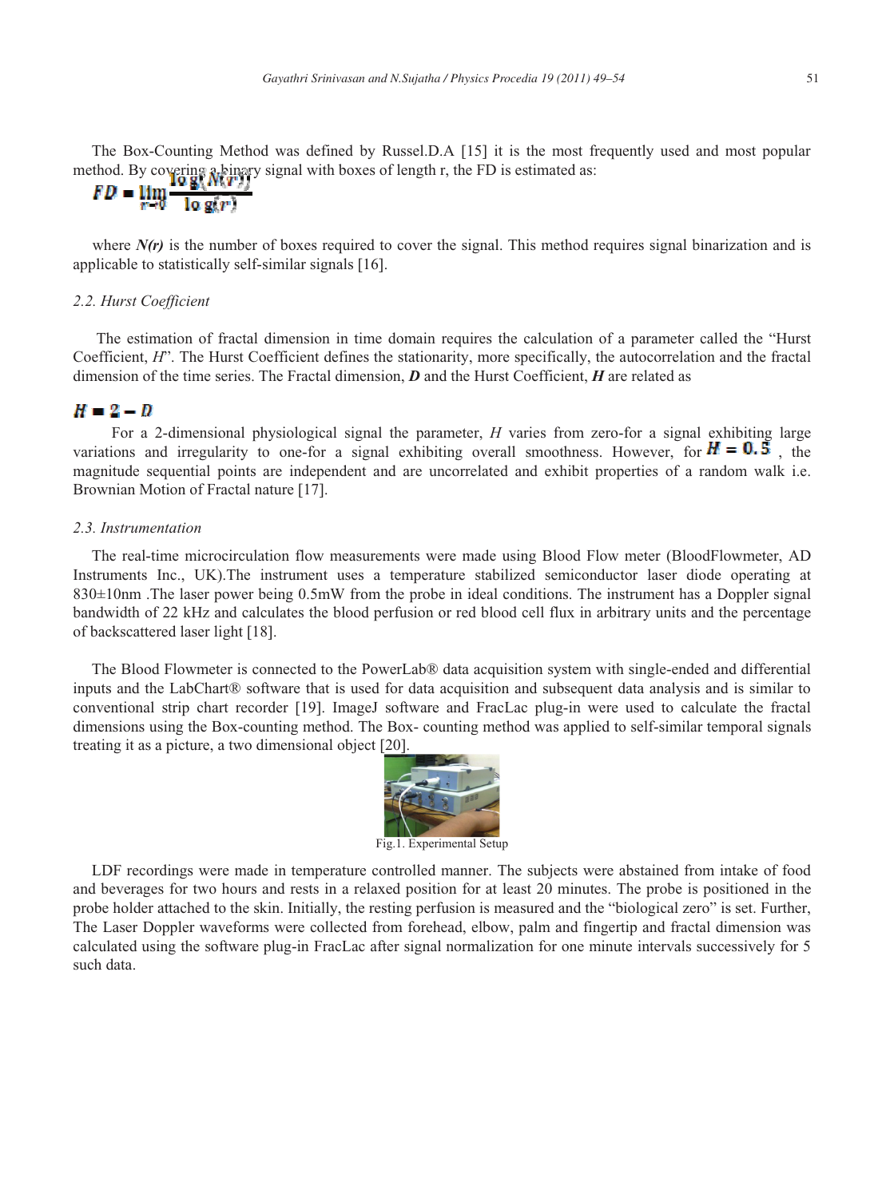The Box-Counting Method was defined by Russel.D.A [15] it is the most frequently used and most popular method. By covering a binary signal with boxes of length r, the FD is estimated as:

$$FD = \lim_{r \to 0} \frac{\log(N(r))}{\log(r^{-1})}$$

where ***N(r)*** is the number of boxes required to cover the signal. This method requires signal binarization and is applicable to statistically self-similar signals [16].

### *2.2. Hurst Coefficient*

The estimation of fractal dimension in time domain requires the calculation of a parameter called the "Hurst Coefficient, *H*". The Hurst Coefficient defines the stationarity, more specifically, the autocorrelation and the fractal dimension of the time series. The Fractal dimension, ***D*** and the Hurst Coefficient, ***H*** are related as

$$H = 2 - D$$

For a 2-dimensional physiological signal the parameter, *H* varies from zero-for a signal exhibiting large variations and irregularity to one-for a signal exhibiting overall smoothness. However, for $H = 0.5$ , the magnitude sequential points are independent and are uncorrelated and exhibit properties of a random walk i.e. Brownian Motion of Fractal nature [17].

### *2.3. Instrumentation*

The real-time microcirculation flow measurements were made using Blood Flow meter (BloodFlowmeter, AD Instruments Inc., UK).The instrument uses a temperature stabilized semiconductor laser diode operating at 830±10nm .The laser power being 0.5mW from the probe in ideal conditions. The instrument has a Doppler signal bandwidth of 22 kHz and calculates the blood perfusion or red blood cell flux in arbitrary units and the percentage of backscattered laser light [18].

The Blood Flowmeter is connected to the PowerLab® data acquisition system with single-ended and differential inputs and the LabChart® software that is used for data acquisition and subsequent data analysis and is similar to conventional strip chart recorder [19]. ImageJ software and FracLac plug-in were used to calculate the fractal dimensions using the Box-counting method. The Box- counting method was applied to self-similar temporal signals treating it as a picture, a two dimensional object [20].

Fig.1. Experimental Setup

LDF recordings were made in temperature controlled manner. The subjects were abstained from intake of food and beverages for two hours and rests in a relaxed position for at least 20 minutes. The probe is positioned in the probe holder attached to the skin. Initially, the resting perfusion is measured and the "biological zero" is set. Further, The Laser Doppler waveforms were collected from forehead, elbow, palm and fingertip and fractal dimension was calculated using the software plug-in FracLac after signal normalization for one minute intervals successively for 5 such data.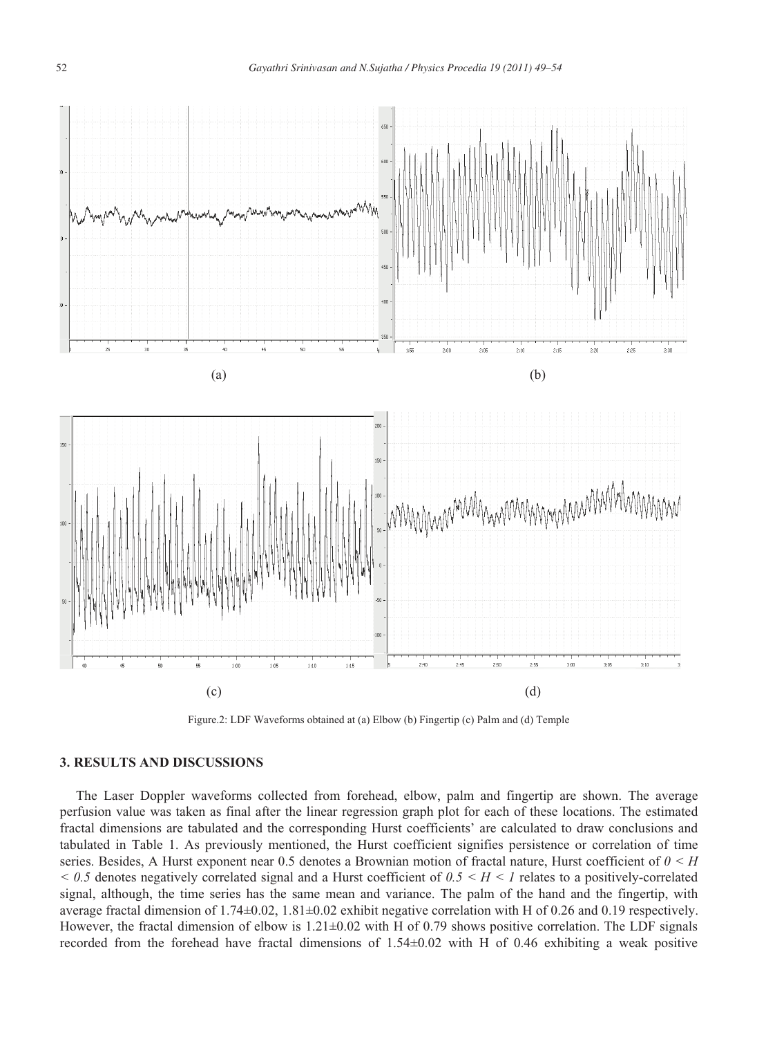(a)

(b)

(c)

(d)

Figure.2: LDF Waveforms obtained at (a) Elbow (b) Fingertip (c) Palm and (d) Temple

## 3. RESULTS AND DISCUSSIONS

The Laser Doppler waveforms collected from forehead, elbow, palm and fingertip are shown. The average perfusion value was taken as final after the linear regression graph plot for each of these locations. The estimated fractal dimensions are tabulated and the corresponding Hurst coefficients' are calculated to draw conclusions and tabulated in Table 1. As previously mentioned, the Hurst coefficient signifies persistence or correlation of time series. Besides, A Hurst exponent near 0.5 denotes a Brownian motion of fractal nature, Hurst coefficient of $0 < H < 0.5$ denotes negatively correlated signal and a Hurst coefficient of $0.5 < H < 1$ relates to a positively-correlated signal, although, the time series has the same mean and variance. The palm of the hand and the fingertip, with average fractal dimension of 1.74±0.02, 1.81±0.02 exhibit negative correlation with H of 0.26 and 0.19 respectively. However, the fractal dimension of elbow is 1.21±0.02 with H of 0.79 shows positive correlation. The LDF signals recorded from the forehead have fractal dimensions of 1.54±0.02 with H of 0.46 exhibiting a weak positive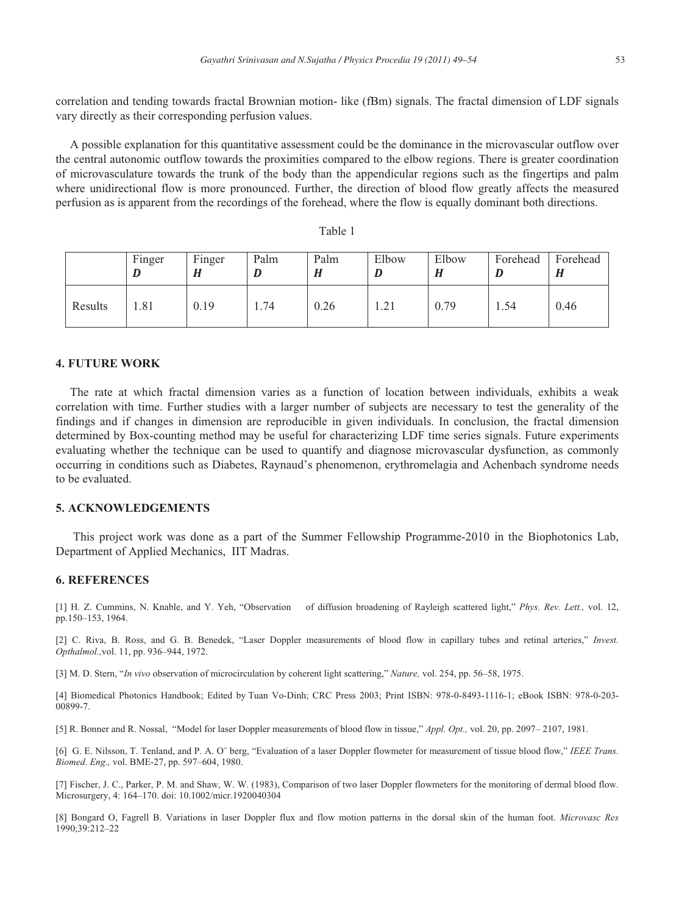correlation and tending towards fractal Brownian motion- like (fBm) signals. The fractal dimension of LDF signals vary directly as their corresponding perfusion values.

A possible explanation for this quantitative assessment could be the dominance in the microvascular outflow over the central autonomic outflow towards the proximities compared to the elbow regions. There is greater coordination of microvasculature towards the trunk of the body than the appendicular regions such as the fingertips and palm where unidirectional flow is more pronounced. Further, the direction of blood flow greatly affects the measured perfusion as is apparent from the recordings of the forehead, where the flow is equally dominant both directions.

Table 1

| | Finger ***D*** | Finger ***H*** | Palm ***D*** | Palm ***H*** | Elbow ***D*** | Elbow ***H*** | Forehead ***D*** | Forehead ***H*** |
|---|---|---|---|---|---|---|---|---|
| Results | 1.81 | 0.19 | 1.74 | 0.26 | 1.21 | 0.79 | 1.54 | 0.46 |

## 4. FUTURE WORK

The rate at which fractal dimension varies as a function of location between individuals, exhibits a weak correlation with time. Further studies with a larger number of subjects are necessary to test the generality of the findings and if changes in dimension are reproducible in given individuals. In conclusion, the fractal dimension determined by Box-counting method may be useful for characterizing LDF time series signals. Future experiments evaluating whether the technique can be used to quantify and diagnose microvascular dysfunction, as commonly occurring in conditions such as Diabetes, Raynaud's phenomenon, erythromelagia and Achenbach syndrome needs to be evaluated.

## 5. ACKNOWLEDGEMENTS

This project work was done as a part of the Summer Fellowship Programme-2010 in the Biophotonics Lab, Department of Applied Mechanics, IIT Madras.

## 6. REFERENCES

[1] H. Z. Cummins, N. Knable, and Y. Yeh, "Observation of diffusion broadening of Rayleigh scattered light," *Phys. Rev. Lett.,* vol. 12, pp.150–153, 1964.

[2] C. Riva, B. Ross, and G. B. Benedek, "Laser Doppler measurements of blood flow in capillary tubes and retinal arteries," *Invest. Opthalmol.,*vol. 11, pp. 936–944, 1972.

[3] M. D. Stern, "*In vivo* observation of microcirculation by coherent light scattering," *Nature,* vol. 254, pp. 56–58, 1975.

[4] Biomedical Photonics Handbook; Edited by Tuan Vo-Dinh; CRC Press 2003; Print ISBN: 978-0-8493-1116-1; eBook ISBN: 978-0-203-00899-7.

[5] R. Bonner and R. Nossal, "Model for laser Doppler measurements of blood flow in tissue," *Appl. Opt.,* vol. 20, pp. 2097– 2107, 1981.

[6] G. E. Nilsson, T. Tenland, and P. A. O¨ berg, "Evaluation of a laser Doppler flowmeter for measurement of tissue blood flow," *IEEE Trans. Biomed. Eng.,* vol. BME-27, pp. 597–604, 1980.

[7] Fischer, J. C., Parker, P. M. and Shaw, W. W. (1983), Comparison of two laser Doppler flowmeters for the monitoring of dermal blood flow. Microsurgery, 4: 164–170. doi: 10.1002/micr.1920040304

[8] Bongard O, Fagrell B. Variations in laser Doppler flux and flow motion patterns in the dorsal skin of the human foot. *Microvasc Res* 1990;39:212–22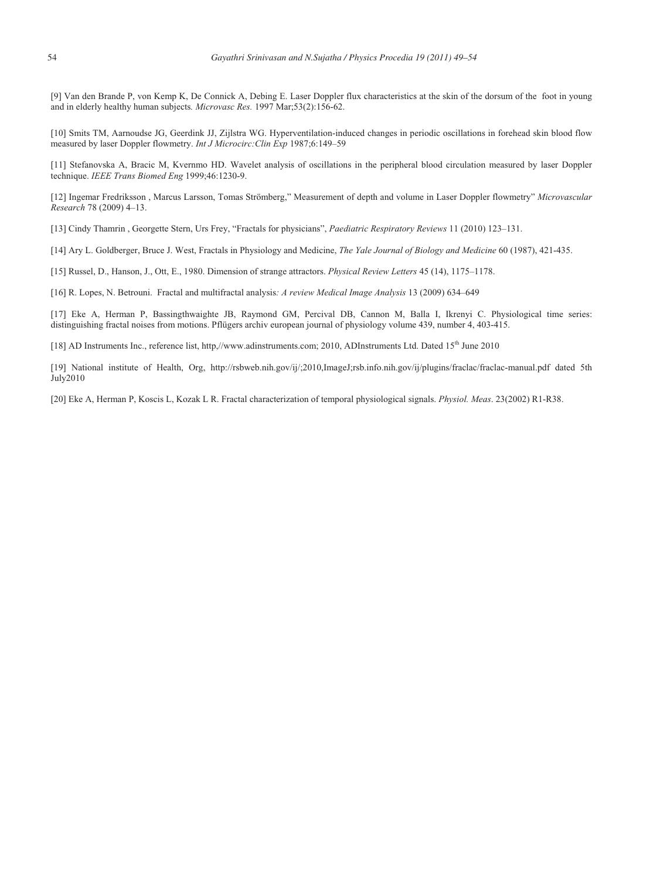[9] Van den Brande P, von Kemp K, De Connick A, Debing E. Laser Doppler flux characteristics at the skin of the dorsum of the foot in young and in elderly healthy human subjects*. Microvasc Res.* 1997 Mar;53(2):156-62.

[10] Smits TM, Aarnoudse JG, Geerdink JJ, Zijlstra WG. Hyperventilation-induced changes in periodic oscillations in forehead skin blood flow measured by laser Doppler flowmetry. *Int J Microcirc:Clin Exp* 1987;6:149–59

[11] Stefanovska A, Bracic M, Kvernmo HD. Wavelet analysis of oscillations in the peripheral blood circulation measured by laser Doppler technique. *IEEE Trans Biomed Eng* 1999;46:1230-9.

[12] Ingemar Fredriksson , Marcus Larsson, Tomas Strömberg," Measurement of depth and volume in Laser Doppler flowmetry" *Microvascular Research* 78 (2009) 4–13.

[13] Cindy Thamrin , Georgette Stern, Urs Frey, "Fractals for physicians", *Paediatric Respiratory Reviews* 11 (2010) 123–131.

[14] Ary L. Goldberger, Bruce J. West, Fractals in Physiology and Medicine, *The Yale Journal of Biology and Medicine* 60 (1987), 421-435.

[15] Russel, D., Hanson, J., Ott, E., 1980. Dimension of strange attractors. *Physical Review Letters* 45 (14), 1175–1178.

[16] R. Lopes, N. Betrouni. Fractal and multifractal analysis*: A review Medical Image Analysis* 13 (2009) 634–649

[17] Eke A, Herman P, Bassingthwaighte JB, Raymond GM, Percival DB, Cannon M, Balla I, Ikrenyi C. Physiological time series: distinguishing fractal noises from motions. Pflügers archiv european journal of physiology volume 439, number 4, 403-415.

[18] AD Instruments Inc., reference list, http,//www.adinstruments.com; 2010, ADInstruments Ltd. Dated 15th June 2010

[19] National institute of Health, Org, http://rsbweb.nih.gov/ij/;2010,ImageJ;rsb.info.nih.gov/ij/plugins/fraclac/fraclac-manual.pdf dated 5th July2010

[20] Eke A, Herman P, Koscis L, Kozak L R. Fractal characterization of temporal physiological signals. *Physiol. Meas*. 23(2002) R1-R38.